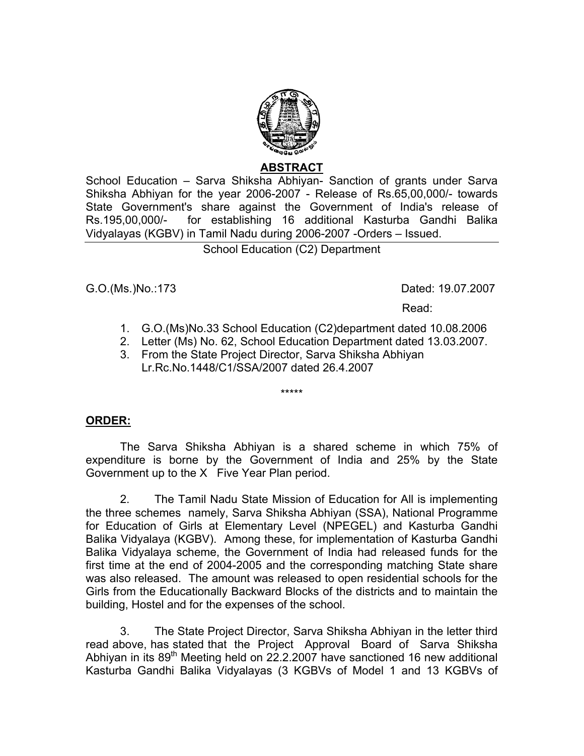## ABSTRACT

School Education – Sarva Shiksha Abhiyan- Sanction of grants under Sarva Shiksha Abhiyan for the year 2006-2007 - Release of Rs.65,00,000/- towards State Government's share against the Government of India's release of Rs.195,00,000/- for establishing 16 additional Kasturba Gandhi Balika Vidyalayas (KGBV) in Tamil Nadu during 2006-2007 -Orders – Issued.

School Education (C2) Department

G.O.(Ms.)No.:173 Dated: 19.07.2007

Read:

1. G.O.(Ms)No.33 School Education (C2)department dated 10.08.2006
2. Letter (Ms) No. 62, School Education Department dated 13.03.2007.
3. From the State Project Director, Sarva Shiksha Abhiyan Lr.Rc.No.1448/C1/SSA/2007 dated 26.4.2007

\*\*\*\*\*

## ORDER:

The Sarva Shiksha Abhiyan is a shared scheme in which 75% of expenditure is borne by the Government of India and 25% by the State Government up to the X Five Year Plan period.

2. The Tamil Nadu State Mission of Education for All is implementing the three schemes namely, Sarva Shiksha Abhiyan (SSA), National Programme for Education of Girls at Elementary Level (NPEGEL) and Kasturba Gandhi Balika Vidyalaya (KGBV). Among these, for implementation of Kasturba Gandhi Balika Vidyalaya scheme, the Government of India had released funds for the first time at the end of 2004-2005 and the corresponding matching State share was also released. The amount was released to open residential schools for the Girls from the Educationally Backward Blocks of the districts and to maintain the building, Hostel and for the expenses of the school.

3. The State Project Director, Sarva Shiksha Abhiyan in the letter third read above, has stated that the Project Approval Board of Sarva Shiksha Abhiyan in its 89th Meeting held on 22.2.2007 have sanctioned 16 new additional Kasturba Gandhi Balika Vidyalayas (3 KGBVs of Model 1 and 13 KGBVs of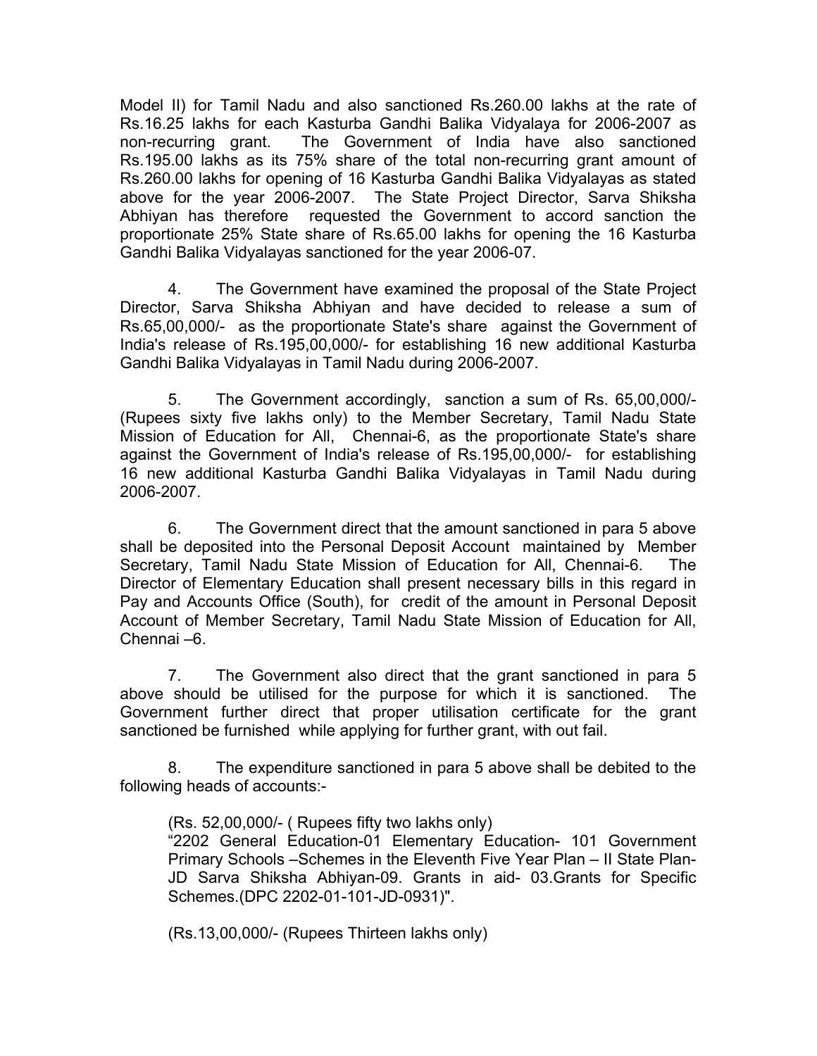Model II) for Tamil Nadu and also sanctioned Rs.260.00 lakhs at the rate of Rs.16.25 lakhs for each Kasturba Gandhi Balika Vidyalaya for 2006-2007 as non-recurring grant. The Government of India have also sanctioned Rs.195.00 lakhs as its 75% share of the total non-recurring grant amount of Rs.260.00 lakhs for opening of 16 Kasturba Gandhi Balika Vidyalayas as stated above for the year 2006-2007. The State Project Director, Sarva Shiksha Abhiyan has therefore requested the Government to accord sanction the proportionate 25% State share of Rs.65.00 lakhs for opening the 16 Kasturba Gandhi Balika Vidyalayas sanctioned for the year 2006-07.

4. The Government have examined the proposal of the State Project Director, Sarva Shiksha Abhiyan and have decided to release a sum of Rs.65,00,000/- as the proportionate State's share against the Government of India's release of Rs.195,00,000/- for establishing 16 new additional Kasturba Gandhi Balika Vidyalayas in Tamil Nadu during 2006-2007.

5. The Government accordingly, sanction a sum of Rs. 65,00,000/- (Rupees sixty five lakhs only) to the Member Secretary, Tamil Nadu State Mission of Education for All, Chennai-6, as the proportionate State's share against the Government of India's release of Rs.195,00,000/- for establishing 16 new additional Kasturba Gandhi Balika Vidyalayas in Tamil Nadu during 2006-2007.

6. The Government direct that the amount sanctioned in para 5 above shall be deposited into the Personal Deposit Account maintained by Member Secretary, Tamil Nadu State Mission of Education for All, Chennai-6. The Director of Elementary Education shall present necessary bills in this regard in Pay and Accounts Office (South), for credit of the amount in Personal Deposit Account of Member Secretary, Tamil Nadu State Mission of Education for All, Chennai –6.

7. The Government also direct that the grant sanctioned in para 5 above should be utilised for the purpose for which it is sanctioned. The Government further direct that proper utilisation certificate for the grant sanctioned be furnished while applying for further grant, with out fail.

8. The expenditure sanctioned in para 5 above shall be debited to the following heads of accounts:-

(Rs. 52,00,000/- ( Rupees fifty two lakhs only)
"2202 General Education-01 Elementary Education- 101 Government Primary Schools –Schemes in the Eleventh Five Year Plan – II State Plan- JD Sarva Shiksha Abhiyan-09. Grants in aid- 03.Grants for Specific Schemes.(DPC 2202-01-101-JD-0931)".

(Rs.13,00,000/- (Rupees Thirteen lakhs only)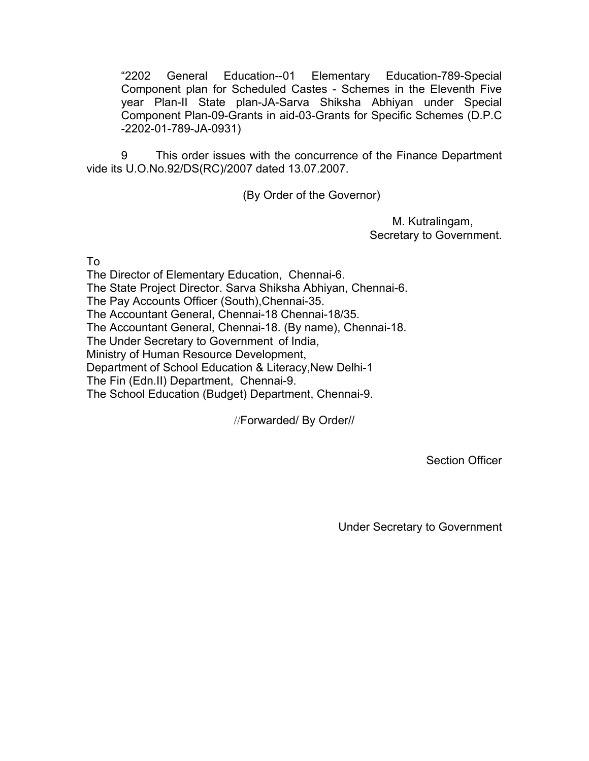"2202 General Education--01 Elementary Education-789-Special Component plan for Scheduled Castes - Schemes in the Eleventh Five year Plan-II State plan-JA-Sarva Shiksha Abhiyan under Special Component Plan-09-Grants in aid-03-Grants for Specific Schemes (D.P.C -2202-01-789-JA-0931)

9 This order issues with the concurrence of the Finance Department vide its U.O.No.92/DS(RC)/2007 dated 13.07.2007.

(By Order of the Governor)

M. Kutralingam,
Secretary to Government.

To
The Director of Elementary Education, Chennai-6.
The State Project Director. Sarva Shiksha Abhiyan, Chennai-6.
The Pay Accounts Officer (South),Chennai-35.
The Accountant General, Chennai-18 Chennai-18/35.
The Accountant General, Chennai-18. (By name), Chennai-18.
The Under Secretary to Government of India,
Ministry of Human Resource Development,
Department of School Education & Literacy,New Delhi-1
The Fin (Edn.II) Department, Chennai-9.
The School Education (Budget) Department, Chennai-9.

//Forwarded/ By Order//

Section Officer

Under Secretary to Government